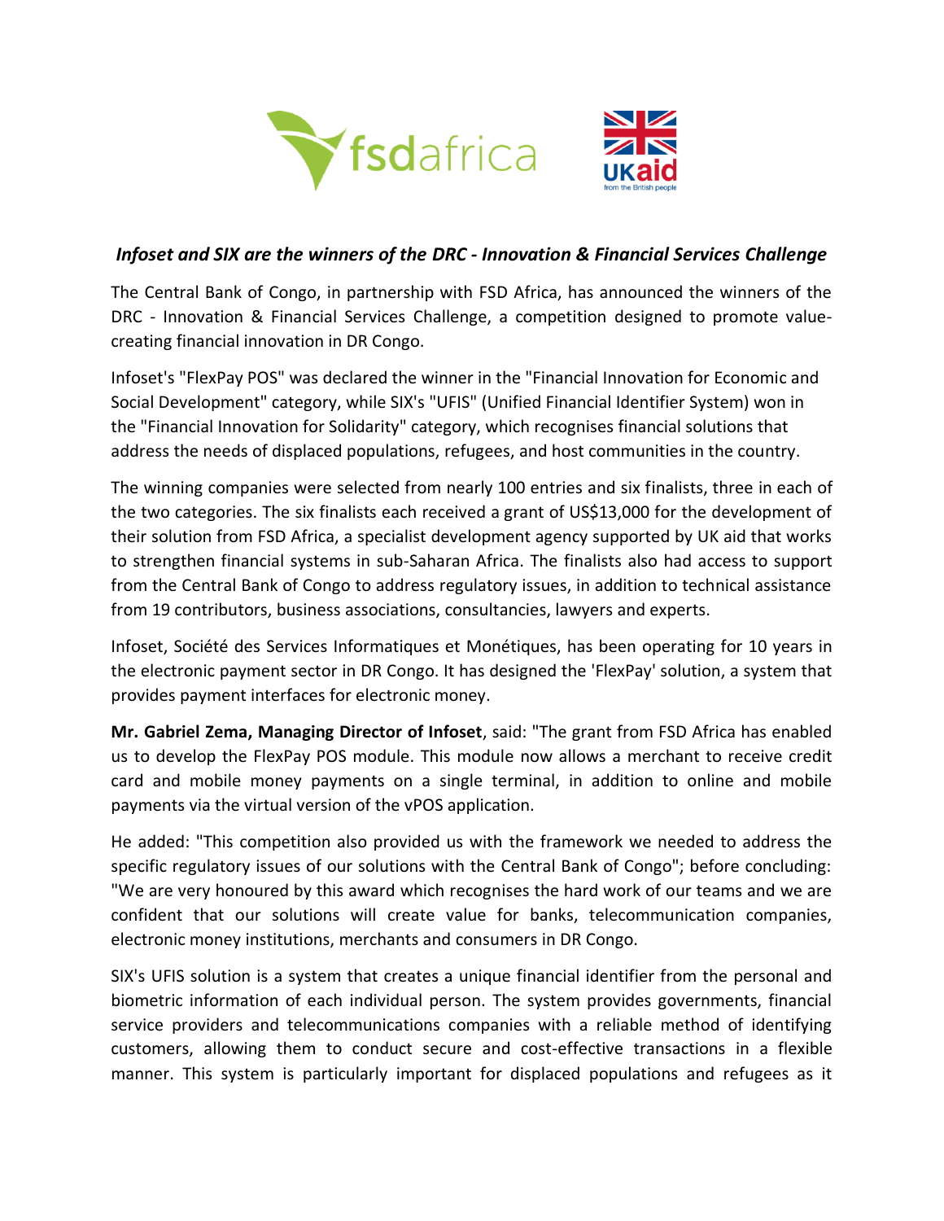## *Infoset and SIX are the winners of the DRC - Innovation & Financial Services Challenge*

The Central Bank of Congo, in partnership with FSD Africa, has announced the winners of the DRC - Innovation & Financial Services Challenge, a competition designed to promote value-creating financial innovation in DR Congo.

Infoset's "FlexPay POS" was declared the winner in the "Financial Innovation for Economic and Social Development" category, while SIX's "UFIS" (Unified Financial Identifier System) won in the "Financial Innovation for Solidarity" category, which recognises financial solutions that address the needs of displaced populations, refugees, and host communities in the country.

The winning companies were selected from nearly 100 entries and six finalists, three in each of the two categories. The six finalists each received a grant of US$13,000 for the development of their solution from FSD Africa, a specialist development agency supported by UK aid that works to strengthen financial systems in sub-Saharan Africa. The finalists also had access to support from the Central Bank of Congo to address regulatory issues, in addition to technical assistance from 19 contributors, business associations, consultancies, lawyers and experts.

Infoset, Société des Services Informatiques et Monétiques, has been operating for 10 years in the electronic payment sector in DR Congo. It has designed the 'FlexPay' solution, a system that provides payment interfaces for electronic money.

**Mr. Gabriel Zema, Managing Director of Infoset**, said: "The grant from FSD Africa has enabled us to develop the FlexPay POS module. This module now allows a merchant to receive credit card and mobile money payments on a single terminal, in addition to online and mobile payments via the virtual version of the vPOS application.

He added: "This competition also provided us with the framework we needed to address the specific regulatory issues of our solutions with the Central Bank of Congo"; before concluding: "We are very honoured by this award which recognises the hard work of our teams and we are confident that our solutions will create value for banks, telecommunication companies, electronic money institutions, merchants and consumers in DR Congo.

SIX's UFIS solution is a system that creates a unique financial identifier from the personal and biometric information of each individual person. The system provides governments, financial service providers and telecommunications companies with a reliable method of identifying customers, allowing them to conduct secure and cost-effective transactions in a flexible manner. This system is particularly important for displaced populations and refugees as it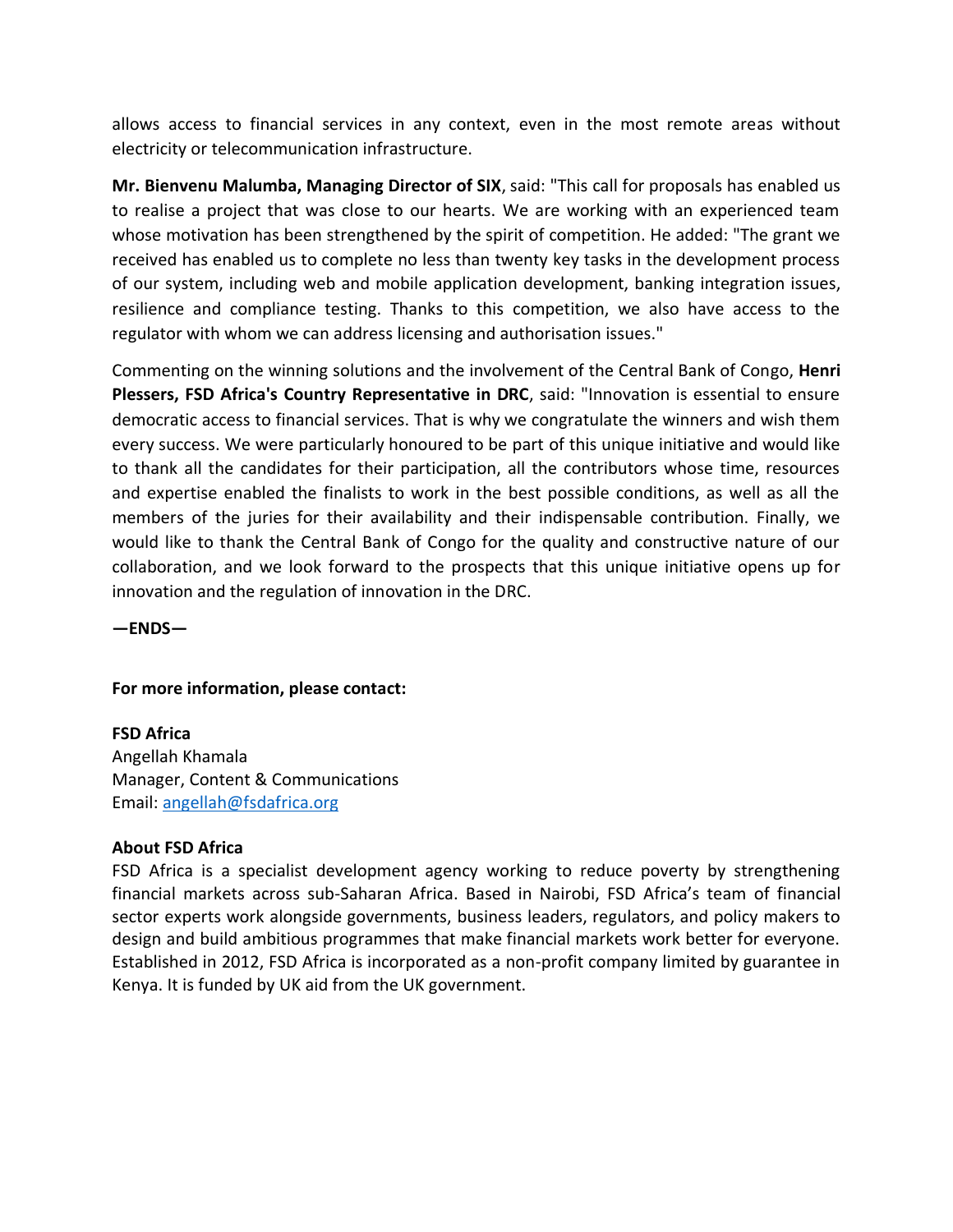allows access to financial services in any context, even in the most remote areas without electricity or telecommunication infrastructure.

**Mr. Bienvenu Malumba, Managing Director of SIX**, said: "This call for proposals has enabled us to realise a project that was close to our hearts. We are working with an experienced team whose motivation has been strengthened by the spirit of competition. He added: "The grant we received has enabled us to complete no less than twenty key tasks in the development process of our system, including web and mobile application development, banking integration issues, resilience and compliance testing. Thanks to this competition, we also have access to the regulator with whom we can address licensing and authorisation issues."

Commenting on the winning solutions and the involvement of the Central Bank of Congo, **Henri Plessers, FSD Africa's Country Representative in DRC**, said: "Innovation is essential to ensure democratic access to financial services. That is why we congratulate the winners and wish them every success. We were particularly honoured to be part of this unique initiative and would like to thank all the candidates for their participation, all the contributors whose time, resources and expertise enabled the finalists to work in the best possible conditions, as well as all the members of the juries for their availability and their indispensable contribution. Finally, we would like to thank the Central Bank of Congo for the quality and constructive nature of our collaboration, and we look forward to the prospects that this unique initiative opens up for innovation and the regulation of innovation in the DRC.

**—ENDS—**

**For more information, please contact:**

**FSD Africa**
Angellah Khamala
Manager, Content & Communications
Email: angellah@fsdafrica.org

**About FSD Africa**
FSD Africa is a specialist development agency working to reduce poverty by strengthening financial markets across sub-Saharan Africa. Based in Nairobi, FSD Africa's team of financial sector experts work alongside governments, business leaders, regulators, and policy makers to design and build ambitious programmes that make financial markets work better for everyone. Established in 2012, FSD Africa is incorporated as a non-profit company limited by guarantee in Kenya. It is funded by UK aid from the UK government.